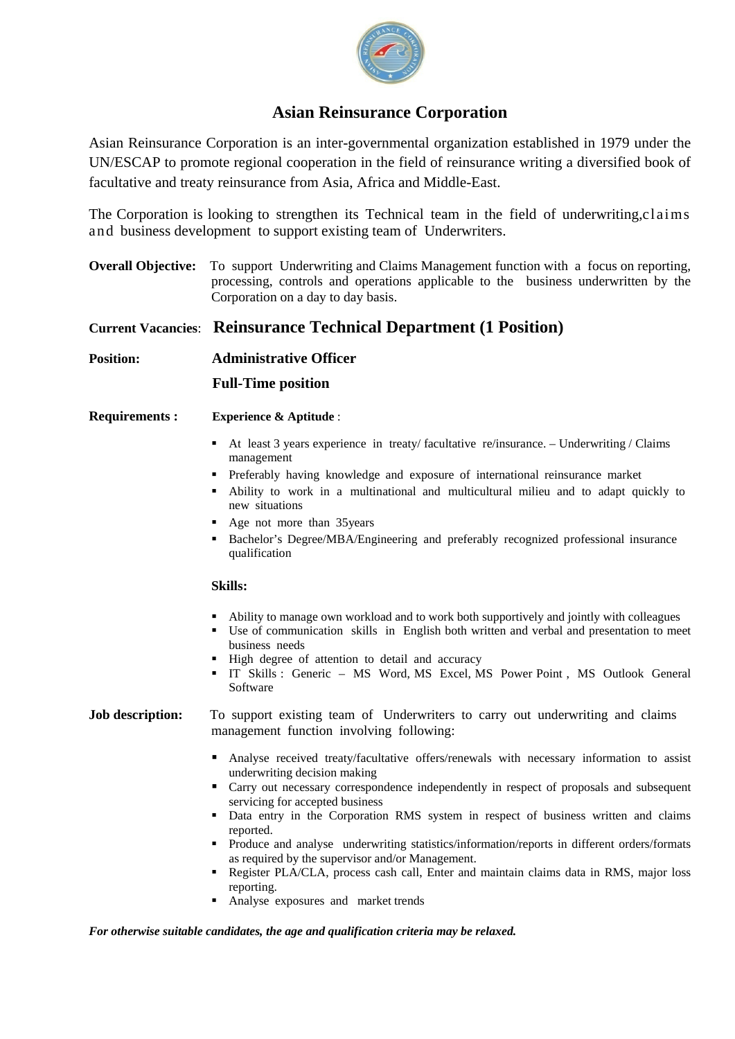# Asian Reinsurance Corporation

Asian Reinsurance Corporation is an inter-governmental organization established in 1979 under the UN/ESCAP to promote regional cooperation in the field of reinsurance writing a diversified book of facultative and treaty reinsurance from Asia, Africa and Middle-East.

The Corporation is looking to strengthen its Technical team in the field of underwriting,claims and business development to support existing team of Underwriters.

**Overall Objective:** To support Underwriting and Claims Management function with a focus on reporting, processing, controls and operations applicable to the business underwritten by the Corporation on a day to day basis.

**Current Vacancies**: **Reinsurance Technical Department (1 Position)**

**Position:** **Administrative Officer**

**Full-Time position**

**Requirements :** **Experience & Aptitude** :

- At least 3 years experience in treaty/ facultative re/insurance. – Underwriting / Claims management
- Preferably having knowledge and exposure of international reinsurance market
- Ability to work in a multinational and multicultural milieu and to adapt quickly to new situations
- Age not more than 35years
- Bachelor's Degree/MBA/Engineering and preferably recognized professional insurance qualification

**Skills:**

- Ability to manage own workload and to work both supportively and jointly with colleagues
- Use of communication skills in English both written and verbal and presentation to meet business needs
- High degree of attention to detail and accuracy
- IT Skills : Generic – MS Word, MS Excel, MS Power Point , MS Outlook General Software

**Job description:** To support existing team of Underwriters to carry out underwriting and claims management function involving following:

- Analyse received treaty/facultative offers/renewals with necessary information to assist underwriting decision making
- Carry out necessary correspondence independently in respect of proposals and subsequent servicing for accepted business
- Data entry in the Corporation RMS system in respect of business written and claims reported.
- Produce and analyse underwriting statistics/information/reports in different orders/formats as required by the supervisor and/or Management.
- Register PLA/CLA, process cash call, Enter and maintain claims data in RMS, major loss reporting.
- Analyse exposures and market trends

***For otherwise suitable candidates, the age and qualification criteria may be relaxed.***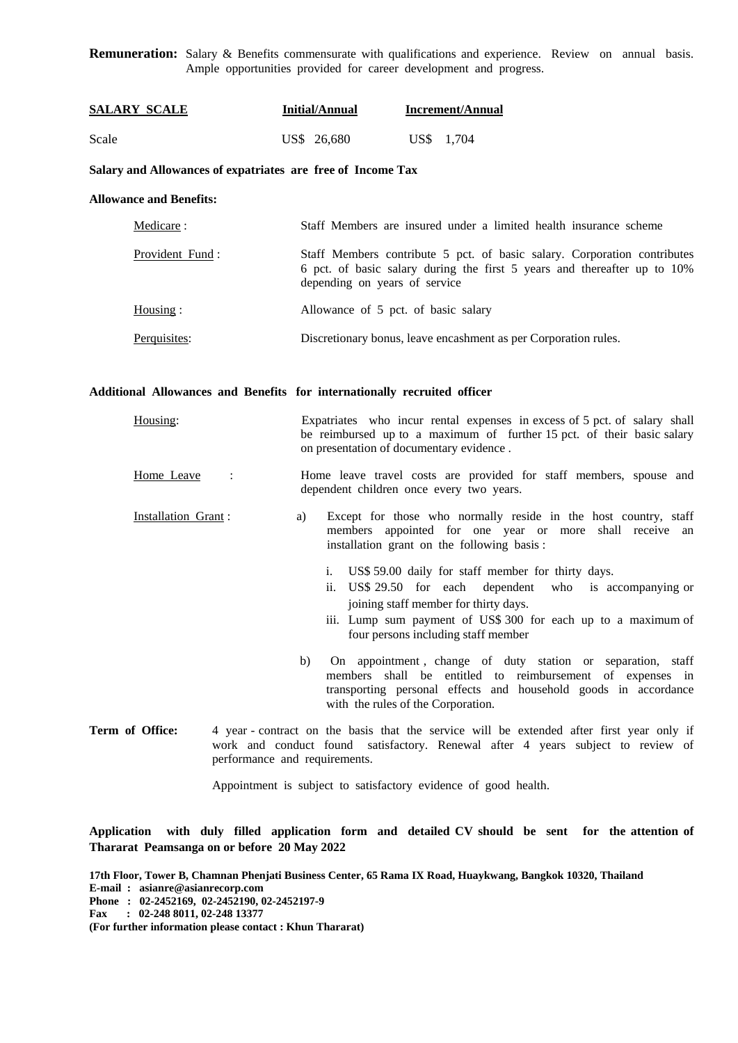**Remuneration:** Salary & Benefits commensurate with qualifications and experience. Review on annual basis. Ample opportunities provided for career development and progress.

| SALARY SCALE | Initial/Annual | Increment/Annual |
|---|---|---|
| Scale | US$ 26,680 | US$ 1,704 |

**Salary and Allowances of expatriates are free of Income Tax**

**Allowance and Benefits:**

| | |
|---|---|
| Medicare : | Staff Members are insured under a limited health insurance scheme |
| Provident Fund : | Staff Members contribute 5 pct. of basic salary. Corporation contributes 6 pct. of basic salary during the first 5 years and thereafter up to 10% depending on years of service |
| Housing : | Allowance of 5 pct. of basic salary |
| Perquisites: | Discretionary bonus, leave encashment as per Corporation rules. |

**Additional Allowances and Benefits for internationally recruited officer**

Housing: Expatriates who incur rental expenses in excess of 5 pct. of salary shall be reimbursed up to a maximum of further 15 pct. of their basic salary on presentation of documentary evidence .

Home Leave : Home leave travel costs are provided for staff members, spouse and dependent children once every two years.

Installation Grant :

a) Except for those who normally reside in the host country, staff members appointed for one year or more shall receive an installation grant on the following basis :

   i. US$ 59.00 daily for staff member for thirty days.
   ii. US$ 29.50 for each dependent who is accompanying or joining staff member for thirty days.
   iii. Lump sum payment of US$ 300 for each up to a maximum of four persons including staff member

b) On appointment , change of duty station or separation, staff members shall be entitled to reimbursement of expenses in transporting personal effects and household goods in accordance with the rules of the Corporation.

**Term of Office:** 4 year - contract on the basis that the service will be extended after first year only if work and conduct found satisfactory. Renewal after 4 years subject to review of performance and requirements.

Appointment is subject to satisfactory evidence of good health.

**Application with duly filled application form and detailed CV should be sent for the attention of Thararat Peamsanga on or before 20 May 2022**

**17th Floor, Tower B, Chamnan Phenjati Business Center, 65 Rama IX Road, Huaykwang, Bangkok 10320, Thailand**
**E-mail : asianre@asianrecorp.com**
**Phone : 02-2452169, 02-2452190, 02-2452197-9**
**Fax : 02-248 8011, 02-248 13377**
**(For further information please contact : Khun Thararat)**